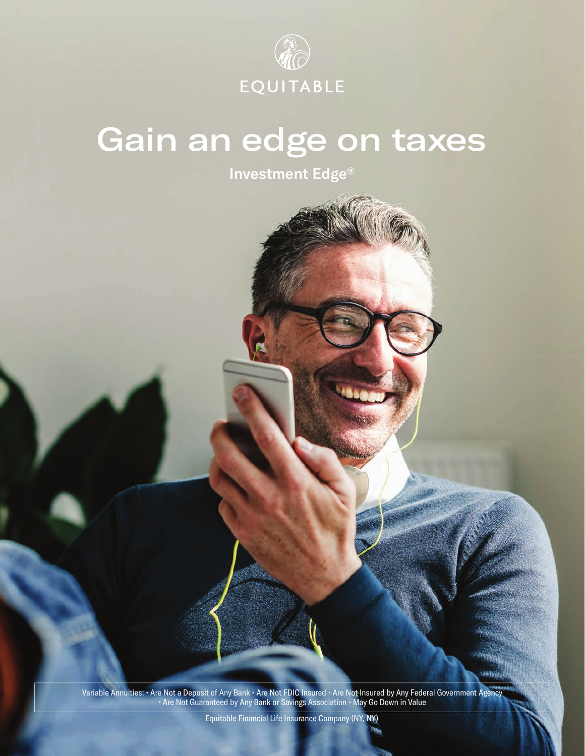EQUITABLE

# Gain an edge on taxes

## Investment Edge®

Variable Annuities: • Are Not a Deposit of Any Bank • Are Not FDIC Insured • Are Not Insured by Any Federal Government Agency • Are Not Guaranteed by Any Bank or Savings Association • May Go Down in Value

Equitable Financial Life Insurance Company (NY, NY)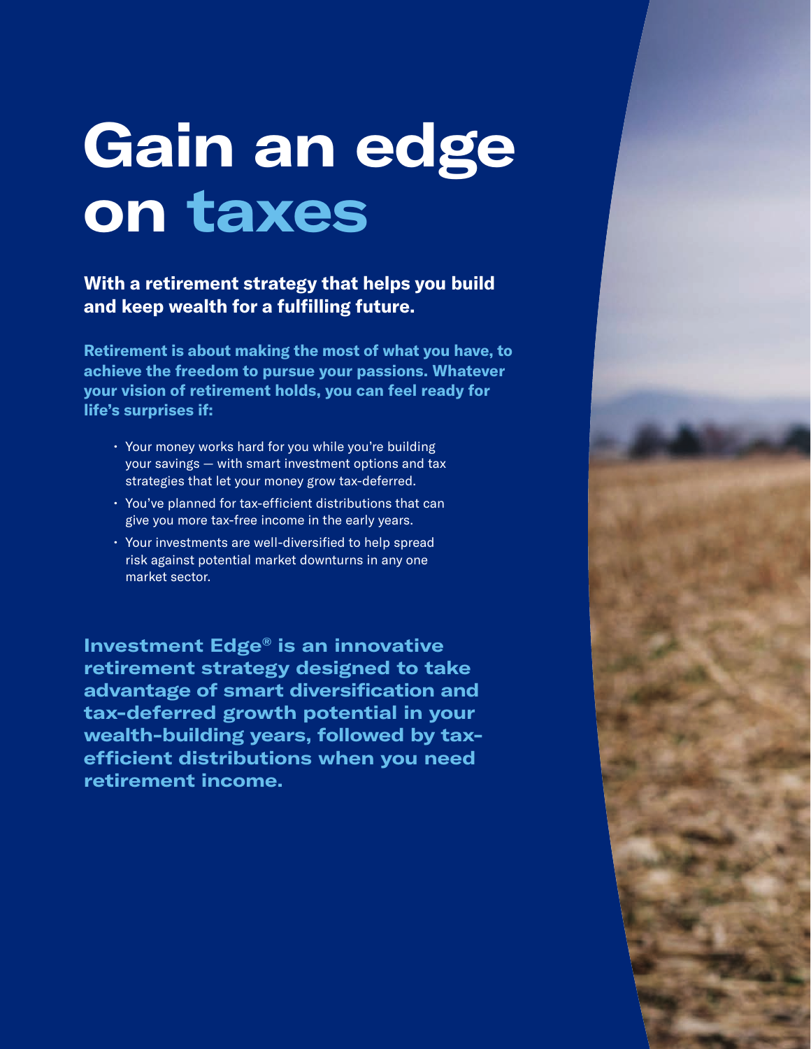# Gain an edge on taxes

**With a retirement strategy that helps you build and keep wealth for a fulfilling future.**

**Retirement is about making the most of what you have, to achieve the freedom to pursue your passions. Whatever your vision of retirement holds, you can feel ready for life's surprises if:**

- Your money works hard for you while you're building your savings — with smart investment options and tax strategies that let your money grow tax-deferred.
- You've planned for tax-efficient distributions that can give you more tax-free income in the early years.
- Your investments are well-diversified to help spread risk against potential market downturns in any one market sector.

**Investment Edge® is an innovative retirement strategy designed to take advantage of smart diversification and tax-deferred growth potential in your wealth-building years, followed by tax-efficient distributions when you need retirement income.**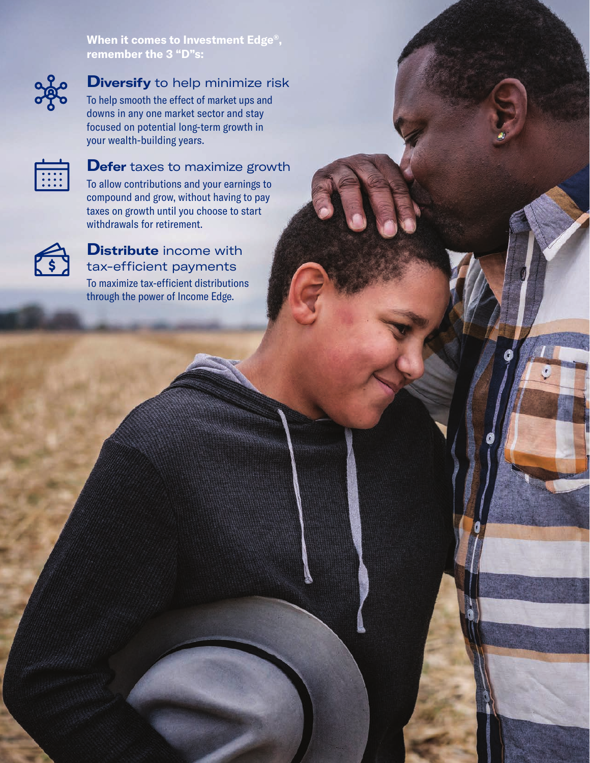**When it comes to Investment Edge®, remember the 3 "D"s:**

## **Diversify** to help minimize risk

To help smooth the effect of market ups and downs in any one market sector and stay focused on potential long-term growth in your wealth-building years.

## **Defer** taxes to maximize growth

To allow contributions and your earnings to compound and grow, without having to pay taxes on growth until you choose to start withdrawals for retirement.

## **Distribute** income with tax-efficient payments

To maximize tax-efficient distributions through the power of Income Edge.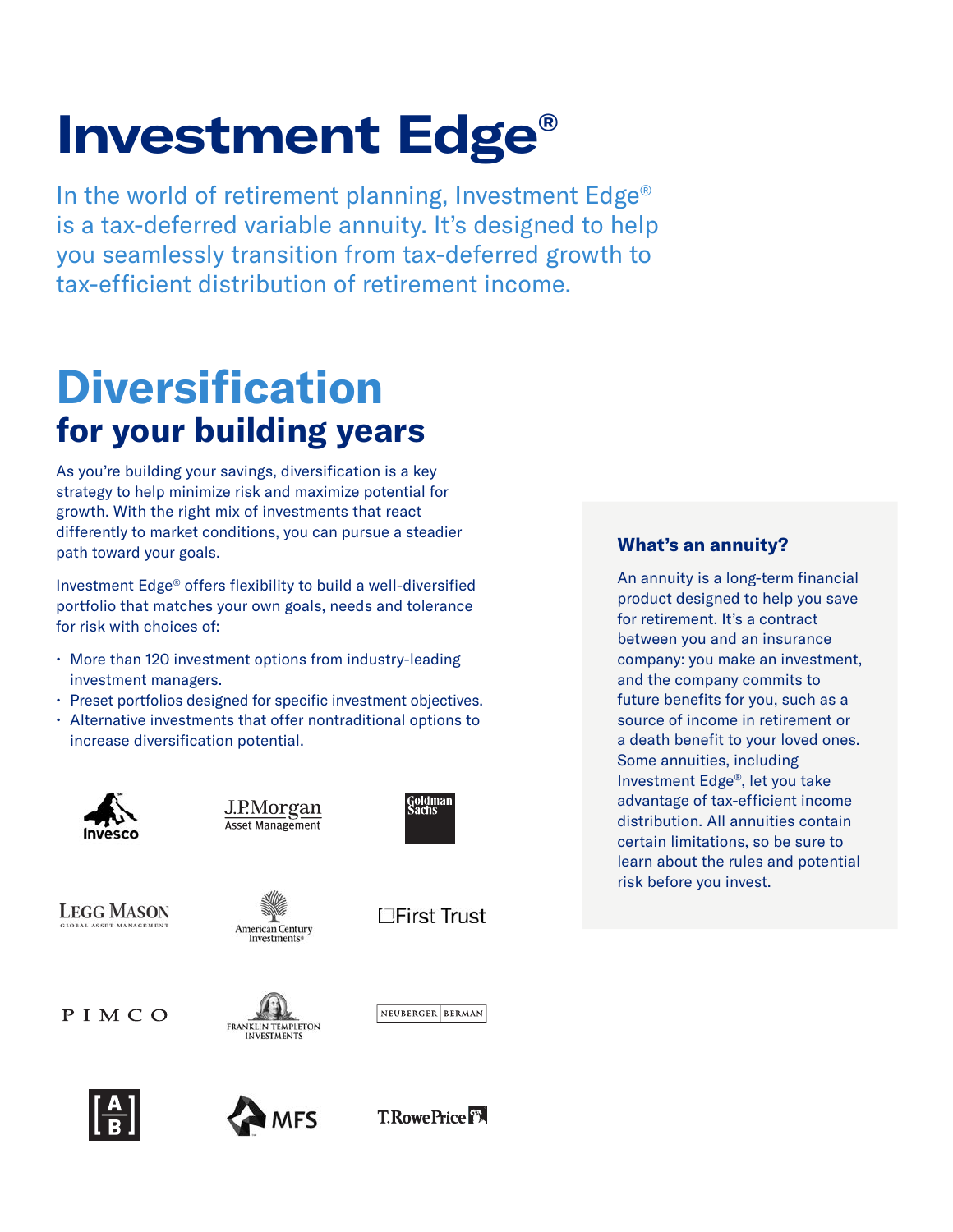# Investment Edge®

In the world of retirement planning, Investment Edge® is a tax-deferred variable annuity. It's designed to help you seamlessly transition from tax-deferred growth to tax-efficient distribution of retirement income.

## Diversification
### for your building years

As you're building your savings, diversification is a key strategy to help minimize risk and maximize potential for growth. With the right mix of investments that react differently to market conditions, you can pursue a steadier path toward your goals.

Investment Edge® offers flexibility to build a well-diversified portfolio that matches your own goals, needs and tolerance for risk with choices of:

- More than 120 investment options from industry-leading investment managers.
- Preset portfolios designed for specific investment objectives.
- Alternative investments that offer nontraditional options to increase diversification potential.

Invesco | J.P.Morgan Asset Management | Goldman Sachs

Legg Mason Global Asset Management | American Century Investments | First Trust

PIMCO | Franklin Templeton Investments | Neuberger Berman

AB | MFS | T. Rowe Price

### What's an annuity?

An annuity is a long-term financial product designed to help you save for retirement. It's a contract between you and an insurance company: you make an investment, and the company commits to future benefits for you, such as a source of income in retirement or a death benefit to your loved ones. Some annuities, including Investment Edge®, let you take advantage of tax-efficient income distribution. All annuities contain certain limitations, so be sure to learn about the rules and potential risk before you invest.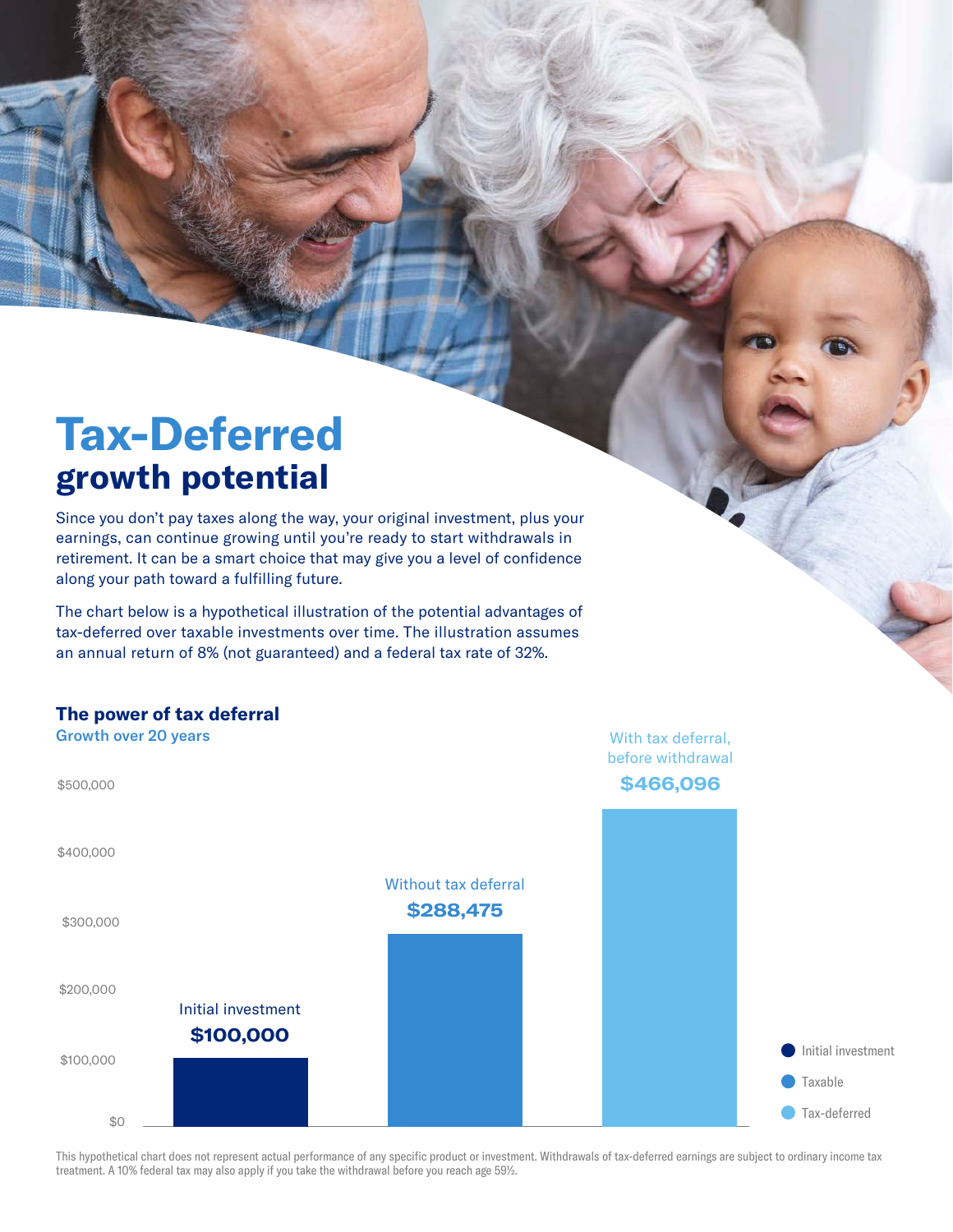# Tax-Deferred growth potential

Since you don't pay taxes along the way, your original investment, plus your earnings, can continue growing until you're ready to start withdrawals in retirement. It can be a smart choice that may give you a level of confidence along your path toward a fulfilling future.

The chart below is a hypothetical illustration of the potential advantages of tax-deferred over taxable investments over time. The illustration assumes an annual return of 8% (not guaranteed) and a federal tax rate of 32%.

### The power of tax deferral

Growth over 20 years

| | Amount |
|---|---|
| Initial investment | **$100,000** |
| Without tax deferral | **$288,475** |
| With tax deferral, before withdrawal | **$466,096** |

Legend: Initial investment; Taxable; Tax-deferred

This hypothetical chart does not represent actual performance of any specific product or investment. Withdrawals of tax-deferred earnings are subject to ordinary income tax treatment. A 10% federal tax may also apply if you take the withdrawal before you reach age 59½.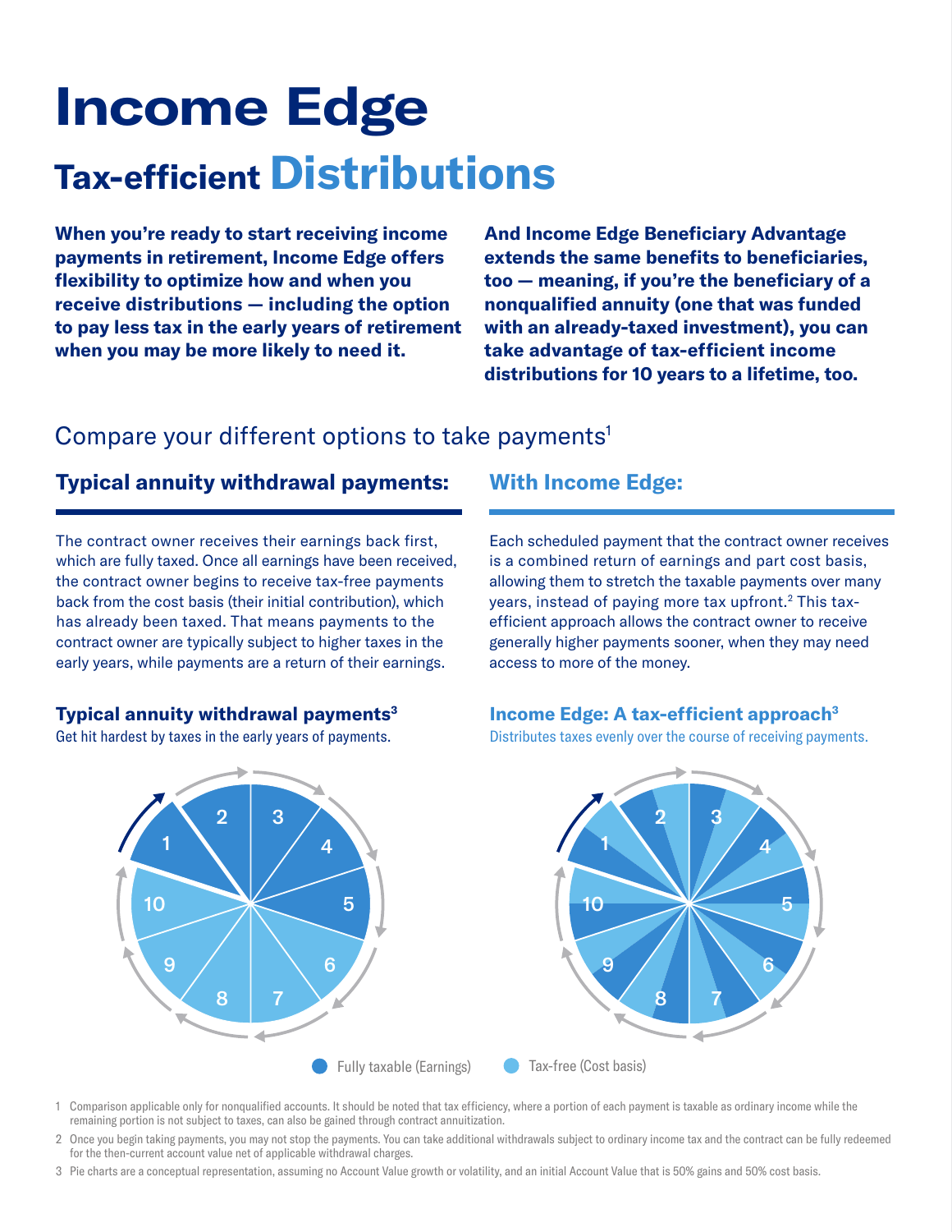# Income Edge

## Tax-efficient Distributions

**When you're ready to start receiving income payments in retirement, Income Edge offers flexibility to optimize how and when you receive distributions — including the option to pay less tax in the early years of retirement when you may be more likely to need it.**

**And Income Edge Beneficiary Advantage extends the same benefits to beneficiaries, too — meaning, if you're the beneficiary of a nonqualified annuity (one that was funded with an already-taxed investment), you can take advantage of tax-efficient income distributions for 10 years to a lifetime, too.**

## Compare your different options to take payments[1]

### Typical annuity withdrawal payments:

The contract owner receives their earnings back first, which are fully taxed. Once all earnings have been received, the contract owner begins to receive tax-free payments back from the cost basis (their initial contribution), which has already been taxed. That means payments to the contract owner are typically subject to higher taxes in the early years, while payments are a return of their earnings.

### With Income Edge:

Each scheduled payment that the contract owner receives is a combined return of earnings and part cost basis, allowing them to stretch the taxable payments over many years, instead of paying more tax upfront.[2] This tax-efficient approach allows the contract owner to receive generally higher payments sooner, when they may need access to more of the money.

**Typical annuity withdrawal payments[3]**

Get hit hardest by taxes in the early years of payments.

**Income Edge: A tax-efficient approach[3]**

Distributes taxes evenly over the course of receiving payments.

Fully taxable (Earnings) | Tax-free (Cost basis)

1 Comparison applicable only for nonqualified accounts. It should be noted that tax efficiency, where a portion of each payment is taxable as ordinary income while the remaining portion is not subject to taxes, can also be gained through contract annuitization.

2 Once you begin taking payments, you may not stop the payments. You can take additional withdrawals subject to ordinary income tax and the contract can be fully redeemed for the then-current account value net of applicable withdrawal charges.

3 Pie charts are a conceptual representation, assuming no Account Value growth or volatility, and an initial Account Value that is 50% gains and 50% cost basis.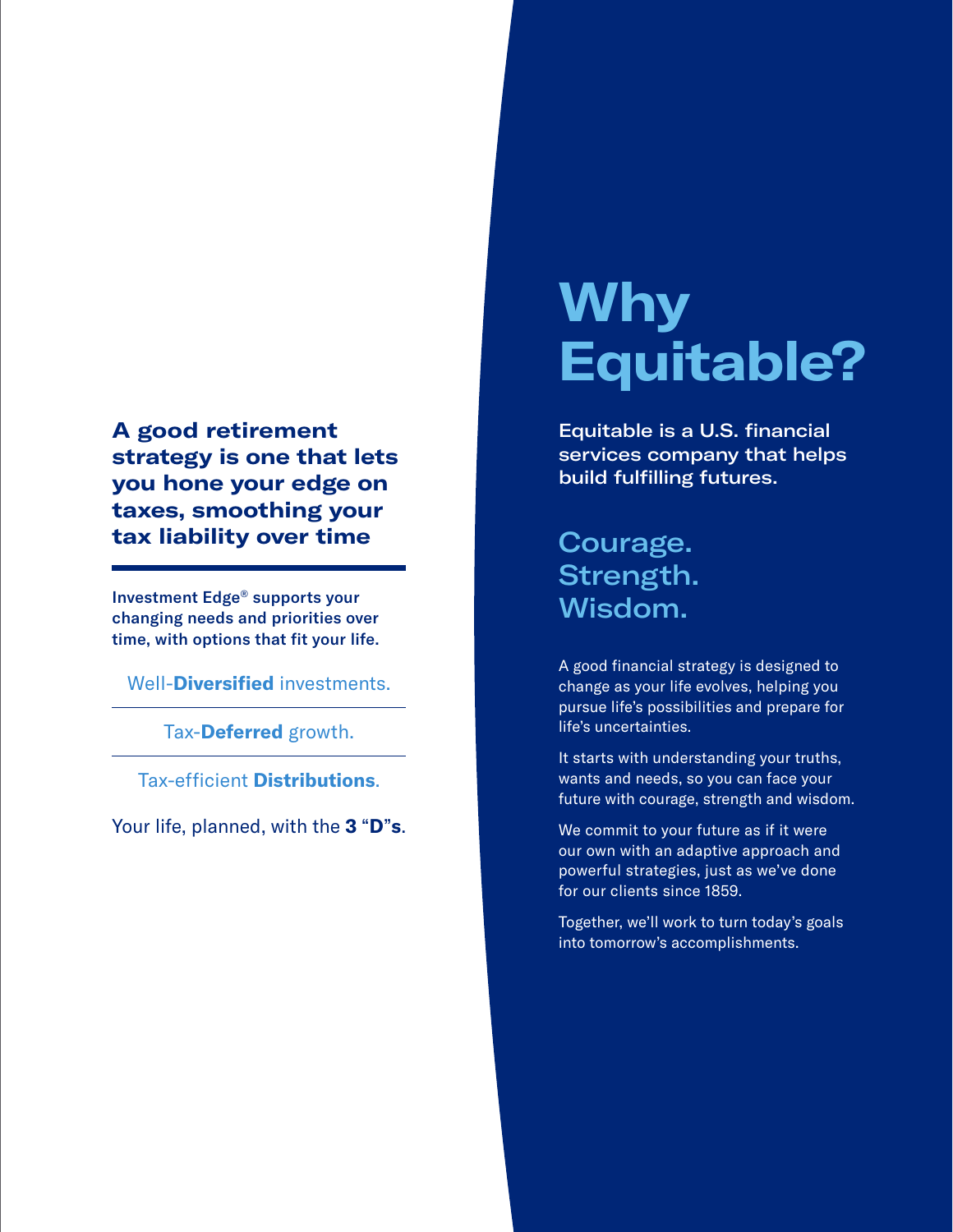**A good retirement strategy is one that lets you hone your edge on taxes, smoothing your tax liability over time**

**Investment Edge® supports your changing needs and priorities over time, with options that fit your life.**

Well-**Diversified** investments.

Tax-**Deferred** growth.

Tax-efficient **Distributions**.

Your life, planned, with the **3 "D"s**.

# Why Equitable?

**Equitable is a U.S. financial services company that helps build fulfilling futures.**

## Courage. Strength. Wisdom.

A good financial strategy is designed to change as your life evolves, helping you pursue life's possibilities and prepare for life's uncertainties.

It starts with understanding your truths, wants and needs, so you can face your future with courage, strength and wisdom.

We commit to your future as if it were our own with an adaptive approach and powerful strategies, just as we've done for our clients since 1859.

Together, we'll work to turn today's goals into tomorrow's accomplishments.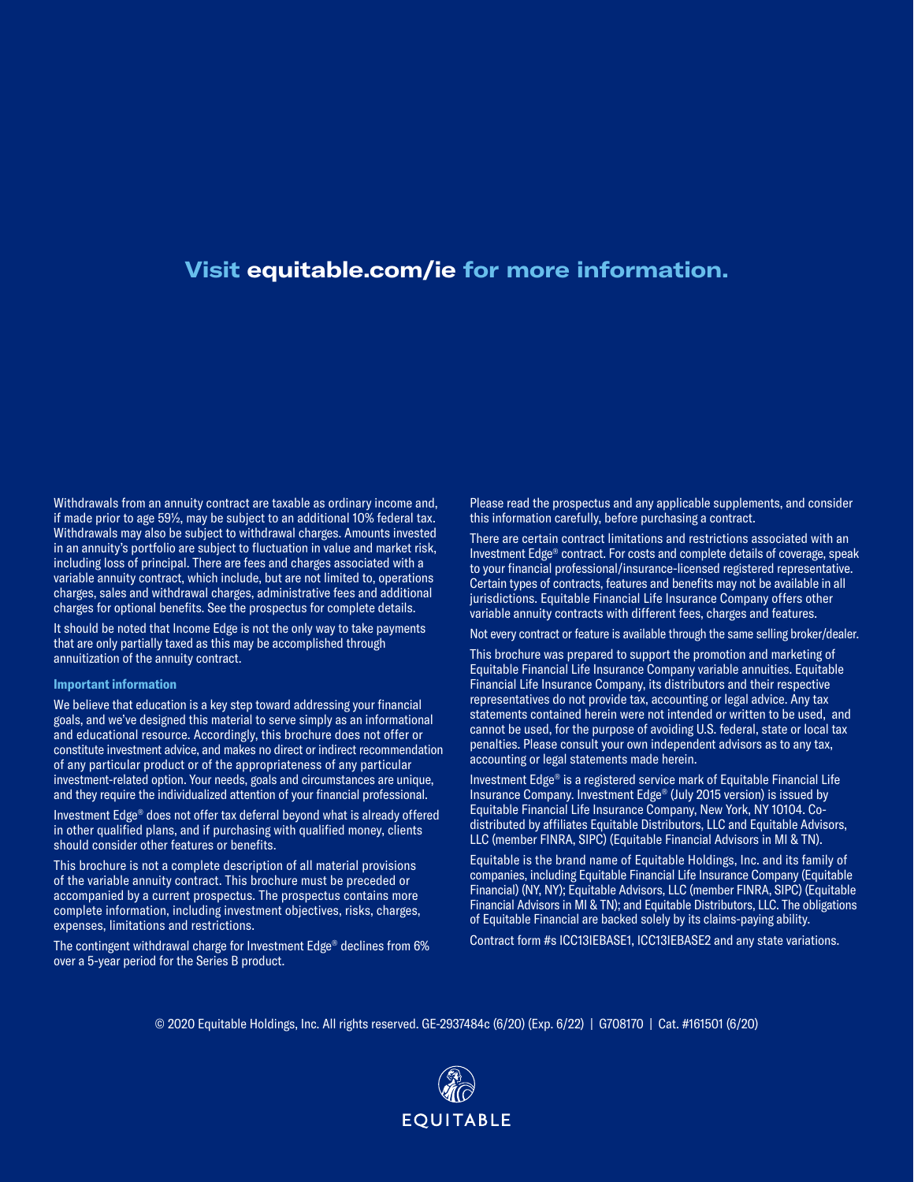**Visit equitable.com/ie for more information.**

Withdrawals from an annuity contract are taxable as ordinary income and, if made prior to age 59½, may be subject to an additional 10% federal tax. Withdrawals may also be subject to withdrawal charges. Amounts invested in an annuity's portfolio are subject to fluctuation in value and market risk, including loss of principal. There are fees and charges associated with a variable annuity contract, which include, but are not limited to, operations charges, sales and withdrawal charges, administrative fees and additional charges for optional benefits. See the prospectus for complete details.

It should be noted that Income Edge is not the only way to take payments that are only partially taxed as this may be accomplished through annuitization of the annuity contract.

**Important information**

We believe that education is a key step toward addressing your financial goals, and we've designed this material to serve simply as an informational and educational resource. Accordingly, this brochure does not offer or constitute investment advice, and makes no direct or indirect recommendation of any particular product or of the appropriateness of any particular investment-related option. Your needs, goals and circumstances are unique, and they require the individualized attention of your financial professional.

Investment Edge® does not offer tax deferral beyond what is already offered in other qualified plans, and if purchasing with qualified money, clients should consider other features or benefits.

This brochure is not a complete description of all material provisions of the variable annuity contract. This brochure must be preceded or accompanied by a current prospectus. The prospectus contains more complete information, including investment objectives, risks, charges, expenses, limitations and restrictions.

The contingent withdrawal charge for Investment Edge® declines from 6% over a 5-year period for the Series B product.

Please read the prospectus and any applicable supplements, and consider this information carefully, before purchasing a contract.

There are certain contract limitations and restrictions associated with an Investment Edge® contract. For costs and complete details of coverage, speak to your financial professional/insurance-licensed registered representative. Certain types of contracts, features and benefits may not be available in all jurisdictions. Equitable Financial Life Insurance Company offers other variable annuity contracts with different fees, charges and features.

Not every contract or feature is available through the same selling broker/dealer.

This brochure was prepared to support the promotion and marketing of Equitable Financial Life Insurance Company variable annuities. Equitable Financial Life Insurance Company, its distributors and their respective representatives do not provide tax, accounting or legal advice. Any tax statements contained herein were not intended or written to be used, and cannot be used, for the purpose of avoiding U.S. federal, state or local tax penalties. Please consult your own independent advisors as to any tax, accounting or legal statements made herein.

Investment Edge® is a registered service mark of Equitable Financial Life Insurance Company. Investment Edge® (July 2015 version) is issued by Equitable Financial Life Insurance Company, New York, NY 10104. Co-distributed by affiliates Equitable Distributors, LLC and Equitable Advisors, LLC (member FINRA, SIPC) (Equitable Financial Advisors in MI & TN).

Equitable is the brand name of Equitable Holdings, Inc. and its family of companies, including Equitable Financial Life Insurance Company (Equitable Financial) (NY, NY); Equitable Advisors, LLC (member FINRA, SIPC) (Equitable Financial Advisors in MI & TN); and Equitable Distributors, LLC. The obligations of Equitable Financial are backed solely by its claims-paying ability.

Contract form #s ICC13IEBASE1, ICC13IEBASE2 and any state variations.

© 2020 Equitable Holdings, Inc. All rights reserved. GE-2937484c (6/20) (Exp. 6/22) | G708170 | Cat. #161501 (6/20)

EQUITABLE